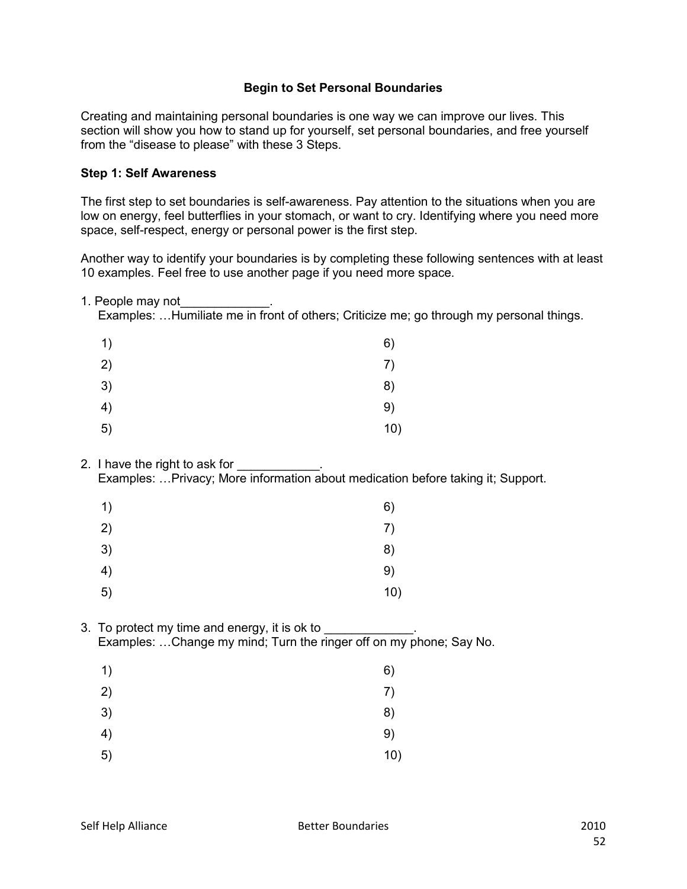## Begin to Set Personal Boundaries

Creating and maintaining personal boundaries is one way we can improve our lives. This section will show you how to stand up for yourself, set personal boundaries, and free yourself from the “disease to please” with these 3 Steps.

### Step 1: Self Awareness

The first step to set boundaries is self-awareness. Pay attention to the situations when you are low on energy, feel butterflies in your stomach, or want to cry. Identifying where you need more space, self-respect, energy or personal power is the first step.

Another way to identify your boundaries is by completing these following sentences with at least 10 examples. Feel free to use another page if you need more space.

1. People may not_____________.
   Examples: …Humiliate me in front of others; Criticize me; go through my personal things.

| | |
|---|---|
| 1) | 6) |
| 2) | 7) |
| 3) | 8) |
| 4) | 9) |
| 5) | 10) |

2. I have the right to ask for ____________.
   Examples: …Privacy; More information about medication before taking it; Support.

| | |
|---|---|
| 1) | 6) |
| 2) | 7) |
| 3) | 8) |
| 4) | 9) |
| 5) | 10) |

3. To protect my time and energy, it is ok to _____________.
   Examples: …Change my mind; Turn the ringer off on my phone; Say No.

| | |
|---|---|
| 1) | 6) |
| 2) | 7) |
| 3) | 8) |
| 4) | 9) |
| 5) | 10) |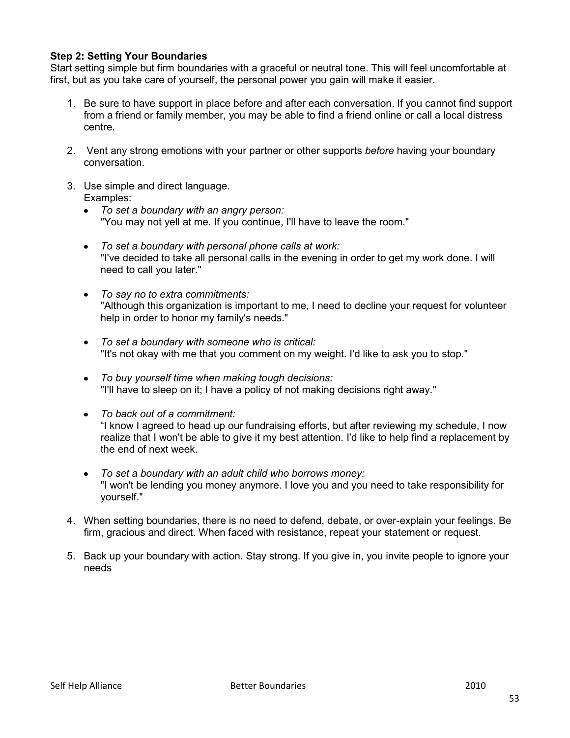**Step 2: Setting Your Boundaries**

Start setting simple but firm boundaries with a graceful or neutral tone. This will feel uncomfortable at first, but as you take care of yourself, the personal power you gain will make it easier.

1. Be sure to have support in place before and after each conversation. If you cannot find support from a friend or family member, you may be able to find a friend online or call a local distress centre.

2. Vent any strong emotions with your partner or other supports *before* having your boundary conversation.

3. Use simple and direct language.
   Examples:
   - *To set a boundary with an angry person:*
     "You may not yell at me. If you continue, I'll have to leave the room."
   - *To set a boundary with personal phone calls at work:*
     "I've decided to take all personal calls in the evening in order to get my work done. I will need to call you later."
   - *To say no to extra commitments:*
     "Although this organization is important to me, I need to decline your request for volunteer help in order to honor my family's needs."
   - *To set a boundary with someone who is critical:*
     "It's not okay with me that you comment on my weight. I'd like to ask you to stop."
   - *To buy yourself time when making tough decisions:*
     "I'll have to sleep on it; I have a policy of not making decisions right away."
   - *To back out of a commitment:*
     "I know I agreed to head up our fundraising efforts, but after reviewing my schedule, I now realize that I won't be able to give it my best attention. I'd like to help find a replacement by the end of next week.
   - *To set a boundary with an adult child who borrows money:*
     "I won't be lending you money anymore. I love you and you need to take responsibility for yourself."

4. When setting boundaries, there is no need to defend, debate, or over-explain your feelings. Be firm, gracious and direct. When faced with resistance, repeat your statement or request.

5. Back up your boundary with action. Stay strong. If you give in, you invite people to ignore your needs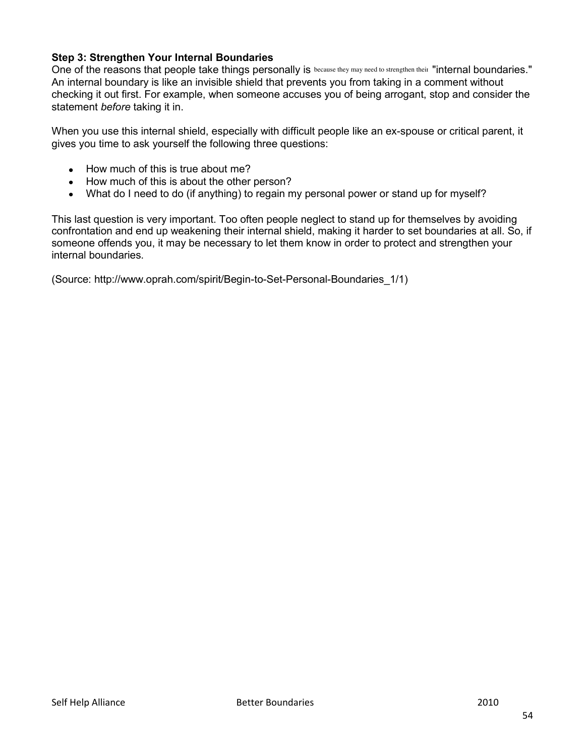**Step 3: Strengthen Your Internal Boundaries**

One of the reasons that people take things personally is because they may need to strengthen their "internal boundaries." An internal boundary is like an invisible shield that prevents you from taking in a comment without checking it out first. For example, when someone accuses you of being arrogant, stop and consider the statement *before* taking it in.

When you use this internal shield, especially with difficult people like an ex-spouse or critical parent, it gives you time to ask yourself the following three questions:

- How much of this is true about me?
- How much of this is about the other person?
- What do I need to do (if anything) to regain my personal power or stand up for myself?

This last question is very important. Too often people neglect to stand up for themselves by avoiding confrontation and end up weakening their internal shield, making it harder to set boundaries at all. So, if someone offends you, it may be necessary to let them know in order to protect and strengthen your internal boundaries.

(Source: http://www.oprah.com/spirit/Begin-to-Set-Personal-Boundaries_1/1)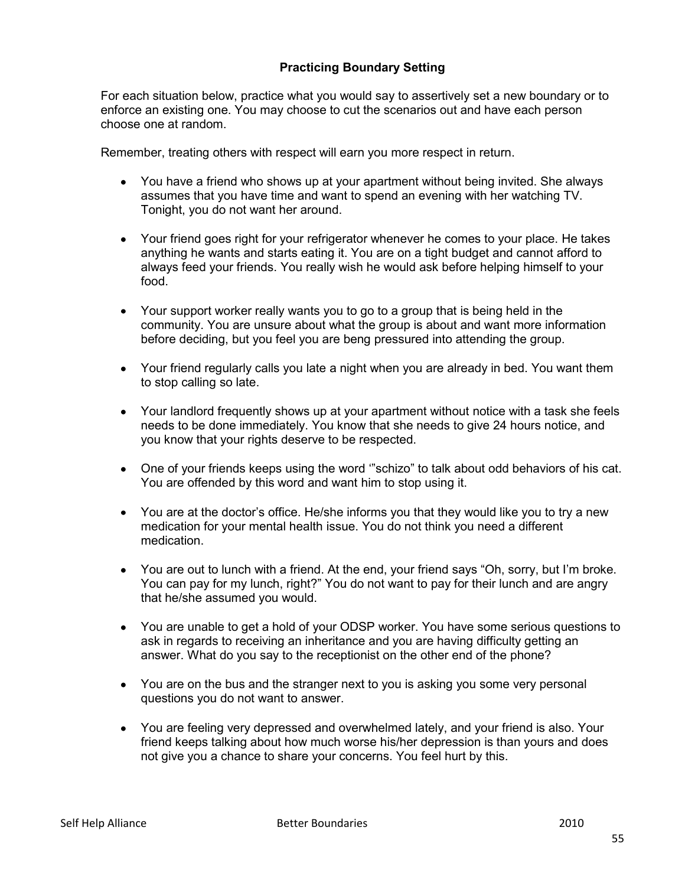## Practicing Boundary Setting

For each situation below, practice what you would say to assertively set a new boundary or to enforce an existing one. You may choose to cut the scenarios out and have each person choose one at random.

Remember, treating others with respect will earn you more respect in return.

- You have a friend who shows up at your apartment without being invited. She always assumes that you have time and want to spend an evening with her watching TV. Tonight, you do not want her around.
- Your friend goes right for your refrigerator whenever he comes to your place. He takes anything he wants and starts eating it. You are on a tight budget and cannot afford to always feed your friends. You really wish he would ask before helping himself to your food.
- Your support worker really wants you to go to a group that is being held in the community. You are unsure about what the group is about and want more information before deciding, but you feel you are beng pressured into attending the group.
- Your friend regularly calls you late a night when you are already in bed. You want them to stop calling so late.
- Your landlord frequently shows up at your apartment without notice with a task she feels needs to be done immediately. You know that she needs to give 24 hours notice, and you know that your rights deserve to be respected.
- One of your friends keeps using the word '"schizo" to talk about odd behaviors of his cat. You are offended by this word and want him to stop using it.
- You are at the doctor's office. He/she informs you that they would like you to try a new medication for your mental health issue. You do not think you need a different medication.
- You are out to lunch with a friend. At the end, your friend says "Oh, sorry, but I'm broke. You can pay for my lunch, right?" You do not want to pay for their lunch and are angry that he/she assumed you would.
- You are unable to get a hold of your ODSP worker. You have some serious questions to ask in regards to receiving an inheritance and you are having difficulty getting an answer. What do you say to the receptionist on the other end of the phone?
- You are on the bus and the stranger next to you is asking you some very personal questions you do not want to answer.
- You are feeling very depressed and overwhelmed lately, and your friend is also. Your friend keeps talking about how much worse his/her depression is than yours and does not give you a chance to share your concerns. You feel hurt by this.